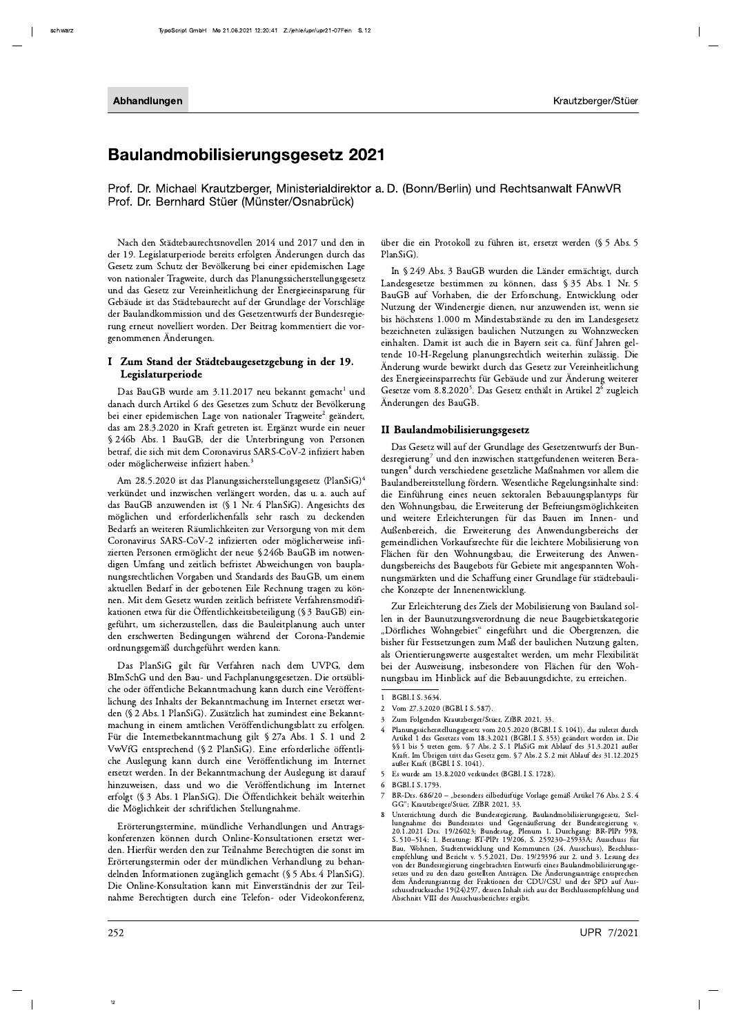Abhandlungen

# Baulandmobilisierungsgesetz 2021

Prof. Dr. Michael Krautzberger, Ministerialdirektor a. D. (Bonn/Berlin) und Rechtsanwalt FAnwVR Prof. Dr. Bernhard Stüer (Münster/Osnabrück)

Nach den Städtebaurechtsnovellen 2014 und 2017 und den in der 19. Legislaturperiode bereits erfolgten Änderungen durch das Gesetz zum Schutz der Bevölkerung bei einer epidemischen Lage von nationaler Tragweite, durch das Planungssicherstellungsgesetz und das Gesetz zur Vereinheitlichung der Energieeinsparung für Gebäude ist das Städtebaurecht auf der Grundlage der Vorschläge der Baulandkommission und des Gesetzentwurfs der Bundesregierung erneut novelliert worden. Der Beitrag kommentiert die vorgenommenen Änderungen.

## I Zum Stand der Städtebaugesetzgebung in der 19. Legislaturperiode

Das BauGB wurde am 3.11.2017 neu bekannt gemacht[1] und danach durch Artikel 6 des Gesetzes zum Schutz der Bevölkerung bei einer epidemischen Lage von nationaler Tragweite[2] geändert, das am 28.3.2020 in Kraft getreten ist. Ergänzt wurde ein neuer § 246b Abs. 1 BauGB, der die Unterbringung von Personen betraf, die sich mit dem Coronavirus SARS-CoV-2 infiziert haben oder möglicherweise infiziert haben.[3]

Am 28.5.2020 ist das Planungssicherstellungsgesetz (PlanSiG)[4] verkündet und inzwischen verlängert worden, das u. a. auch auf das BauGB anzuwenden ist (§ 1 Nr. 4 PlanSiG). Angesichts des möglichen und erforderlichenfalls sehr rasch zu deckenden Bedarfs an weiteren Räumlichkeiten zur Versorgung von mit dem Coronavirus SARS-CoV-2 infizierten oder möglicherweise infizierten Personen ermöglicht der neue § 246b BauGB im notwendigen Umfang und zeitlich befristet Abweichungen von bauplanungsrechtlichen Vorgaben und Standards des BauGB, um einem aktuellen Bedarf in der gebotenen Eile Rechnung tragen zu können. Mit dem Gesetz wurden zeitlich befristete Verfahrensmodifikationen etwa für die Öffentlichkeitsbeteiligung (§ 3 BauGB) eingeführt, um sicherzustellen, dass die Bauleitplanung auch unter den erschwerten Bedingungen während der Corona-Pandemie ordnungsgemäß durchgeführt werden kann.

Das PlanSiG gilt für Verfahren nach dem UVPG, dem BImSchG und den Bau- und Fachplanungsgesetzen. Die ortsübliche oder öffentliche Bekanntmachung kann durch eine Veröffentlichung des Inhalts der Bekanntmachung im Internet ersetzt werden (§ 2 Abs. 1 PlanSiG). Zusätzlich hat zumindest eine Bekanntmachung in einem amtlichen Veröffentlichungsblatt zu erfolgen. Für die Internetbekanntmachung gilt § 27a Abs. 1 S. 1 und 2 VwVfG entsprechend (§ 2 PlanSiG). Eine erforderliche öffentliche Auslegung kann durch eine Veröffentlichung im Internet ersetzt werden. In der Bekanntmachung der Auslegung ist darauf hinzuweisen, dass und wo die Veröffentlichung im Internet erfolgt (§ 3 Abs. 1 PlanSiG). Die Öffentlichkeit behält weiterhin die Möglichkeit der schriftlichen Stellungnahme.

Erörterungstermine, mündliche Verhandlungen und Antragskonferenzen können durch Online-Konsultationen ersetzt werden. Hierfür werden den zur Teilnahme Berechtigten die sonst im Erörterungstermin oder der mündlichen Verhandlung zu behandelnden Informationen zugänglich gemacht (§ 5 Abs. 4 PlanSiG). Die Online-Konsultation kann mit Einverständnis der zur Teilnahme Berechtigten durch eine Telefon- oder Videokonferenz, über die ein Protokoll zu führen ist, ersetzt werden (§ 5 Abs. 5 PlanSiG).

In § 249 Abs. 3 BauGB wurden die Länder ermächtigt, durch Landesgesetze bestimmen zu können, dass § 35 Abs. 1 Nr. 5 BauGB auf Vorhaben, die der Erforschung, Entwicklung oder Nutzung der Windenergie dienen, nur anzuwenden ist, wenn sie bis höchstens 1.000 m Mindestabstände zu den im Landesgesetz bezeichneten zulässigen baulichen Nutzungen zu Wohnzwecken einhalten. Damit ist auch die in Bayern seit ca. fünf Jahren geltende 10-H-Regelung planungsrechtlich weiterhin zulässig. Die Änderung wurde bewirkt durch das Gesetz zur Vereinheitlichung des Energieeinsparrechts für Gebäude und zur Änderung weiterer Gesetze vom 8.8.2020[5]. Das Gesetz enthält in Artikel 2[6] zugleich Änderungen des BauGB.

## II Baulandmobilisierungsgesetz

Das Gesetz will auf der Grundlage des Gesetzentwurfs der Bundesregierung[7] und den inzwischen stattgefundenen weiteren Beratungen[8] durch verschiedene gesetzliche Maßnahmen vor allem die Baulandbereitstellung fördern. Wesentliche Regelungsinhalte sind: die Einführung eines neuen sektoralen Bebauungsplantyps für den Wohnungsbau, die Erweiterung der Befreiungsmöglichkeiten und weitere Erleichterungen für das Bauen im Innen- und Außenbereich, die Erweiterung des Anwendungsbereichs der gemeindlichen Vorkaufsrechte für die leichtere Mobilisierung von Flächen für den Wohnungsbau, die Erweiterung des Anwendungsbereichs des Baugebots für Gebiete mit angespannten Wohnungsmärkten und die Schaffung einer Grundlage für städtebauliche Konzepte der Innenentwicklung.

Zur Erleichterung des Ziels der Mobilisierung von Bauland sollen in der Baunutzungsverordnung die neue Baugebietskategorie „Dörfliches Wohngebiet" eingeführt und die Obergrenzen, die bisher für Festsetzungen zum Maß der baulichen Nutzung galten, als Orientierungswerte ausgestaltet werden, um mehr Flexibilität bei der Ausweisung, insbesondere von Flächen für den Wohnungsbau im Hinblick auf die Bebauungsdichte, zu erreichen.

---

1 BGBl. I S. 3634.

2 Vom 27.3.2020 (BGBl. I S. 587).

3 Zum Folgenden Krautzberger/Stüer, ZfBR 2021, 33.

4 Planungssicherstellungsgesetz vom 20.5.2020 (BGBl. I S. 1041), das zuletzt durch Artikel 1 des Gesetzes vom 18.3.2021 (BGBl. I S. 353) geändert worden ist. Die §§ 1 bis 5 treten gem. § 7 Abs. 2 S. 1 PlaSiG mit Ablauf des 31.3.2021 außer Kraft. Im Übrigen tritt das Gesetz gem. § 7 Abs. 2 S. 2 mit Ablauf des 31.12.2025 außer Kraft (BGBl. I S. 1041).

5 Es wurde am 13.8.2020 verkündet (BGBl. I S. 1728).

6 BGBl. I S. 1793.

7 BR-Drs. 686/20 – „besonders eilbedürftige Vorlage gemäß Artikel 76 Abs. 2 S. 4 GG"; Krautzberger/Stüer, ZfBR 2021, 33.

8 Unterrichtung durch die Bundesregierung, Baulandmobilisierungsgesetz, Stellungnahme des Bundesrates und Gegenäußerung der Bundesregierung v. 20.1.2021 Drs. 19/26023; Bundestag, Plenum 1. Durchgang: BR-PlPr 998, S. 510–514; 1. Beratung: BT-PlPr 19/206, S. 25923C–25933A; Ausschuss für Bau, Wohnen, Stadtentwicklung und Kommunen (24. Ausschuss), Beschlussempfehlung und Bericht v. 5.5.2021, Drs. 19/29396 zur 2. und 3. Lesung des von der Bundesregierung eingebrachten Entwurfs eines Baulandmobilisierungsgesetzes und zu den dazu gestellten Anträgen. Die Änderungsanträge entsprechen dem Änderungsantrag der Fraktionen der CDU/CSU und der SPD auf Ausschussdrucksache 19(24)297, dessen Inhalt sich aus der Beschlussempfehlung und Abschnitt VIII des Ausschussberichtes ergibt.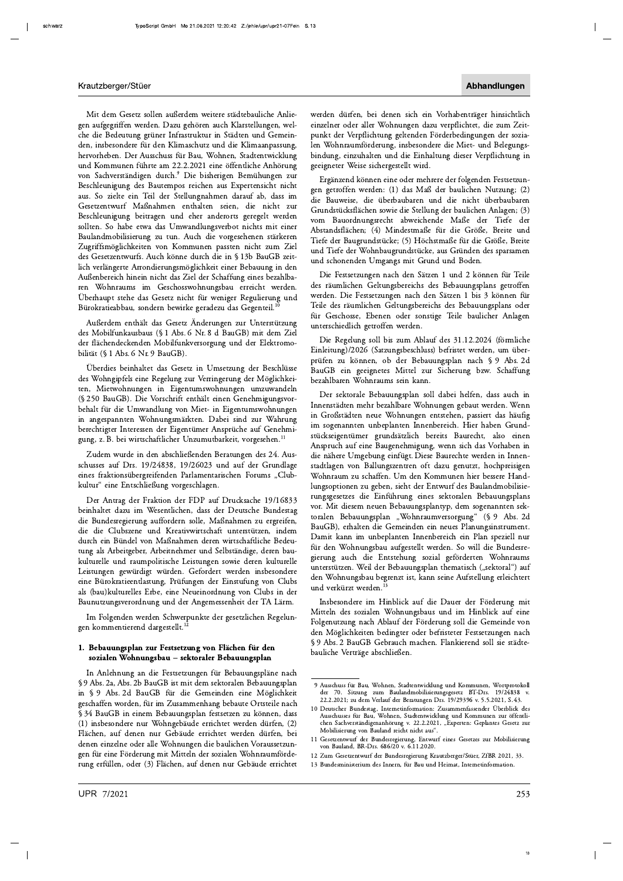Mit dem Gesetz sollen außerdem weitere städtebauliche Anliegen aufgegriffen werden. Dazu gehören auch Klarstellungen, welche die Bedeutung grüner Infrastruktur in Städten und Gemeinden, insbesondere für den Klimaschutz und die Klimaanpassung, hervorheben. Der Ausschuss für Bau, Wohnen, Stadtentwicklung und Kommunen führte am 22.2.2021 eine öffentliche Anhörung von Sachverständigen durch.[9] Die bisherigen Bemühungen zur Beschleunigung des Bautempos reichen aus Expertensicht nicht aus. So zielte ein Teil der Stellungnahmen darauf ab, dass im Gesetzentwurf Maßnahmen enthalten seien, die nicht zur Beschleunigung beitragen und eher anderorts geregelt werden sollten. So habe etwa das Umwandlungsverbot nichts mit einer Baulandmobilisierung zu tun. Auch die vorgesehenen stärkeren Zugriffsmöglichkeiten von Kommunen passten nicht zum Ziel des Gesetzentwurfs. Auch könne durch die in § 13b BauGB zeitlich verlängerte Arrondierungsmöglichkeit einer Bebauung in den Außenbereich hinein nicht das Ziel der Schaffung eines bezahlbaren Wohnraums im Geschosswohnungsbau erreicht werden. Überhaupt stehe das Gesetz nicht für weniger Regulierung und Bürokratieabbau, sondern bewirke geradezu das Gegenteil.[10]

Außerdem enthält das Gesetz Änderungen zur Unterstützung des Mobilfunkausbaus (§ 1 Abs. 6 Nr. 8 d BauGB) mit dem Ziel der flächendeckenden Mobilfunkversorgung und der Elektromobilität (§ 1 Abs. 6 Nr. 9 BauGB).

Überdies beinhaltet das Gesetz in Umsetzung der Beschlüsse des Wohngipfels eine Regelung zur Verringerung der Möglichkeiten, Mietwohnungen in Eigentumswohnungen umzuwandeln (§ 250 BauGB). Die Vorschrift enthält einen Genehmigungsvorbehalt für die Umwandlung von Miet- in Eigentumswohnungen in angespannten Wohnungsmärkten. Dabei sind zur Wahrung berechtigter Interessen der Eigentümer Ansprüche auf Genehmigung, z. B. bei wirtschaftlicher Unzumutbarkeit, vorgesehen.[11]

Zudem wurde in den abschließenden Beratungen des 24. Ausschusses auf Drs. 19/24838, 19/26023 und auf der Grundlage eines fraktionsübergreifenden Parlamentarischen Forums „Clubkultur" eine Entschließung vorgeschlagen.

Der Antrag der Fraktion der FDP auf Drucksache 19/16833 beinhaltet dazu im Wesentlichen, dass der Deutsche Bundestag die Bundesregierung auffordern solle, Maßnahmen zu ergreifen, die die Clubszene und Kreativwirtschaft unterstützen, indem durch ein Bündel von Maßnahmen deren wirtschaftliche Bedeutung als Arbeitgeber, Arbeitnehmer und Selbständige, deren baukulturelle und raumpolitische Leistungen sowie deren kulturelle Leistungen gewürdigt würden. Gefordert werden insbesondere eine Bürokratieentlastung, Prüfungen der Einstufung von Clubs als (bau)kulturelles Erbe, eine Neueinordnung von Clubs in der Baunutzungsverordnung und der Angemessenheit der TA Lärm.

Im Folgenden werden Schwerpunkte der gesetzlichen Regelungen kommentierend dargestellt.[12]

### 1. Bebauungsplan zur Festsetzung von Flächen für den sozialen Wohnungsbau – sektoraler Bebauungsplan

In Anlehnung an die Festsetzungen für Bebauungspläne nach § 9 Abs. 2a, Abs. 2b BauGB ist mit dem sektoralen Bebauungsplan in § 9 Abs. 2d BauGB für die Gemeinden eine Möglichkeit geschaffen worden, für im Zusammenhang bebaute Ortsteile nach § 34 BauGB in einem Bebauungsplan festsetzen zu können, dass (1) insbesondere nur Wohngebäude errichtet werden dürfen, (2) Flächen, auf denen nur Gebäude errichtet werden dürfen, bei denen einzelne oder alle Wohnungen die baulichen Voraussetzungen für eine Förderung mit Mitteln der sozialen Wohnraumförderung erfüllen, oder (3) Flächen, auf denen nur Gebäude errichtet werden dürfen, bei denen sich ein Vorhabenträger hinsichtlich einzelner oder aller Wohnungen dazu verpflichtet, die zum Zeitpunkt der Verpflichtung geltenden Förderbedingungen der sozialen Wohnraumförderung, insbesondere die Miet- und Belegungsbindung, einzuhalten und die Einhaltung dieser Verpflichtung in geeigneter Weise sichergestellt wird.

Ergänzend können eine oder mehrere der folgenden Festsetzungen getroffen werden: (1) das Maß der baulichen Nutzung; (2) die Bauweise, die überbaubaren und die nicht überbaubaren Grundstücksflächen sowie die Stellung der baulichen Anlagen; (3) vom Bauordnungsrecht abweichende Maße der Tiefe der Abstandsflächen; (4) Mindestmaße für die Größe, Breite und Tiefe der Baugrundstücke; (5) Höchstmaße für die Größe, Breite und Tiefe der Wohnbaugrundstücke, aus Gründen des sparsamen und schonenden Umgangs mit Grund und Boden.

Die Festsetzungen nach den Sätzen 1 und 2 können für Teile des räumlichen Geltungsbereichs des Bebauungsplans getroffen werden. Die Festsetzungen nach den Sätzen 1 bis 3 können für Teile des räumlichen Geltungsbereichs des Bebauungsplans oder für Geschosse, Ebenen oder sonstige Teile baulicher Anlagen unterschiedlich getroffen werden.

Die Regelung soll bis zum Ablauf des 31.12.2024 (förmliche Einleitung)/2026 (Satzungsbeschluss) befristet werden, um überprüfen zu können, ob der Bebauungsplan nach § 9 Abs. 2d BauGB ein geeignetes Mittel zur Sicherung bzw. Schaffung bezahlbaren Wohnraums sein kann.

Der sektorale Bebauungsplan soll dabei helfen, dass auch in Innenstädten mehr bezahlbare Wohnungen gebaut werden. Wenn in Großstädten neue Wohnungen entstehen, passiert das häufig im sogenannten unbeplanten Innenbereich. Hier haben Grundstückseigentümer grundsätzlich bereits Baurecht, also einen Anspruch auf eine Baugenehmigung, wenn sich das Vorhaben in die nähere Umgebung einfügt. Diese Baurechte werden in Innenstadtlagen von Ballungszentren oft dazu genutzt, hochpreisigen Wohnraum zu schaffen. Um den Kommunen hier bessere Handlungsoptionen zu geben, sieht der Entwurf des Baulandmobilisierungsgesetzes die Einführung eines sektoralen Bebauungsplans vor. Mit diesem neuen Bebauungsplantyp, dem sogenannten sektoralen Bebauungsplan „Wohnraumversorgung" (§ 9 Abs. 2d BauGB), erhalten die Gemeinden ein neues Planungsinstrument. Damit kann im unbeplanten Innenbereich ein Plan speziell nur für den Wohnungsbau aufgestellt werden. So will die Bundesregierung auch die Entstehung sozial geförderten Wohnraums unterstützen. Weil der Bebauungsplan thematisch („sektoral") auf den Wohnungsbau begrenzt ist, kann seine Aufstellung erleichtert und verkürzt werden.[13]

Insbesondere im Hinblick auf die Dauer der Förderung mit Mitteln des sozialen Wohnungsbaus und im Hinblick auf eine Folgenutzung nach Ablauf der Förderung soll die Gemeinde von den Möglichkeiten bedingter oder befristeter Festsetzungen nach § 9 Abs. 2 BauGB Gebrauch machen. Flankierend soll sie städtebauliche Verträge abschließen.

---

9 Ausschuss für Bau, Wohnen, Stadtentwicklung und Kommunen, Wortprotokoll der 70. Sitzung zum Baulandmobilisierungsgesetz BT-Drs. 19/24838 v. 22.2.2021; zu dem Verlauf der Beratungen Drs. 19/29396 v. 5.5.2021, S. 43.

10 Deutscher Bundestag, Internetinformation: Zusammenfassender Überblick des Ausschusses für Bau, Wohnen, Stadtentwicklung und Kommunen zur öffentlichen Sachverständigenanhörung v. 22.2.2021, „Experten: Geplantes Gesetz zur Mobilisierung von Bauland reicht nicht aus".

11 Gesetzentwurf der Bundesregierung, Entwurf eines Gesetzes zur Mobilisierung von Bauland, BR-Drs. 686/20 v. 6.11.2020.

12 Zum Gesetzentwurf der Bundesregierung Krautzberger/Stüer, ZfBR 2021, 33.

13 Bundesministerium des Innern, für Bau und Heimat, Internetinformation.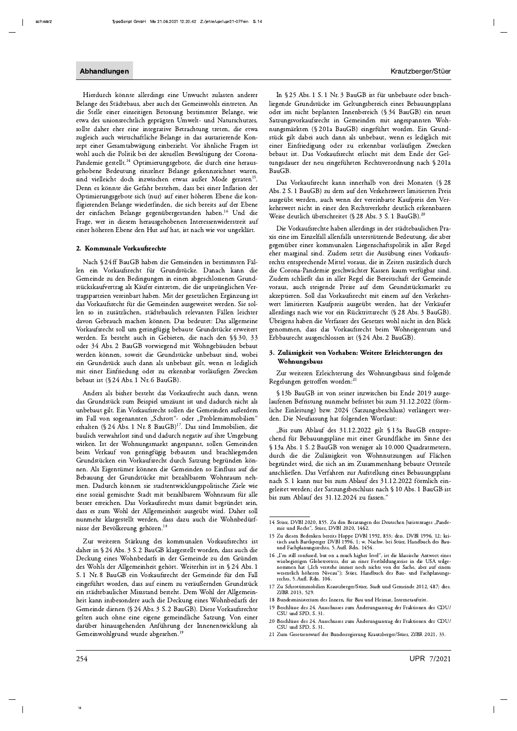Hierdurch könnte allerdings eine Unwucht zulasten anderer Belange des Städtebaus, aber auch des Gemeinwohls eintreten. An die Stelle einer einseitigen Betonung bestimmter Belange, wie etwa des unionsrechtlich geprägten Umwelt- und Naturschutzes, sollte daher eher eine integrative Betrachtung treten, die etwa zugleich auch wirtschaftliche Belange in das austarierende Konzept einer Gesamtabwägung einbezieht. Vor ähnliche Fragen ist wohl auch die Politik bei der aktuellen Bewältigung der Corona-Pandemie gestellt.[14] Optimierungsgebote, die durch eine herausgehobene Bedeutung einzelner Belange gekennzeichnet waren, sind vielleicht doch inzwischen etwas außer Mode geraten[15]. Denn es könnte die Gefahr bestehen, dass bei einer Inflation der Optimierungsgebote sich (nur) auf einer höheren Ebene die konfligierenden Belange wiederfinden, die sich bereits auf der Ebene der einfachen Belange gegenübergestanden haben.[16] Und die Frage, wer in diesem herausgehobenen Interessenwiderstreit auf einer höheren Ebene den Hut auf hat, ist nach wie vor ungeklärt.

## 2. Kommunale Vorkaufsrechte

Nach § 24 ff BauGB haben die Gemeinden in bestimmten Fällen ein Vorkaufsrecht für Grundstücke. Danach kann die Gemeinde zu den Bedingungen in einen abgeschlossenen Grundstückskaufvertrag als Käufer eintreten, die die ursprünglichen Vertragsparteien vereinbart haben. Mit der gesetzlichen Ergänzung ist das Vorkaufsrecht für die Gemeinden ausgeweitet werden. Sie sollen so in zusätzlichen, städtebaulich relevanten Fällen leichter davon Gebrauch machen können. Das bedeutet: Das allgemeine Vorkaufsrecht soll um geringfügig bebaute Grundstücke erweitert werden. Es besteht auch in Gebieten, die nach den §§ 30, 33 oder 34 Abs. 2 BauGB vorwiegend mit Wohngebäuden bebaut werden können, soweit die Grundstücke unbebaut sind, wobei ein Grundstück auch dann als unbebaut gilt, wenn es lediglich mit einer Einfriedung oder zu erkennbar vorläufigen Zwecken bebaut ist (§ 24 Abs. 1 Nr. 6 BauGB).

Anders als bisher besteht das Vorkaufrecht auch dann, wenn das Grundstück zum Beispiel umzäunt ist und dadurch nicht als unbebaut gilt. Ein Vorkaufsrecht sollen die Gemeinden außerdem im Fall von sogenannten „Schrott"- oder „Problemimmobilien" erhalten (§ 24 Abs. 1 Nr. 8 BauGB)[17]. Das sind Immobilien, die baulich verwahrlost sind und dadurch negativ auf ihre Umgebung wirken. Ist der Wohnungsmarkt angespannt, sollen Gemeinden beim Verkauf von geringfügig bebauten und brachliegenden Grundstücken ein Vorkaufsrecht durch Satzung begründen können. Als Eigentümer können die Gemeinden so Einfluss auf die Bebauung der Grundstücke mit bezahlbarem Wohnraum nehmen. Dadurch können sie stadtentwicklungspolitische Ziele wie eine sozial gemischte Stadt mit bezahlbarem Wohnraum für alle besser erreichen. Das Vorkaufsrecht muss damit begründet sein, dass es zum Wohl der Allgemeinheit ausgeübt wird. Daher soll nunmehr klargestellt werden, dass dazu auch die Wohnbedürfnisse der Bevölkerung gehören.[18]

Zur weiteren Stärkung des kommunalen Vorkaufsrechts ist daher in § 24 Abs. 3 S. 2 BauGB klargestellt worden, dass auch die Deckung eines Wohnbedarfs in der Gemeinde zu den Gründen des Wohls der Allgemeinheit gehört. Weiterhin ist in § 24 Abs. 1 S. 1 Nr. 8 BauGB ein Vorkaufsrecht der Gemeinde für den Fall eingeführt worden, dass auf einem zu veräußernden Grundstück ein städtebaulicher Missstand besteht. Dem Wohl der Allgemeinheit kann insbesondere auch die Deckung eines Wohnbedarfs der Gemeinde dienen (§ 24 Abs. 3 S. 2 BauGB). Diese Vorkaufsrechte gelten auch ohne eine eigene gemeindliche Satzung. Von einer darüber hinausgehenden Anführung der Innenentwicklung als Gemeinwohlgrund wurde abgesehen.[19]

In § 25 Abs. 1 S. 1 Nr. 3 BauGB ist für unbebaute oder brachliegende Grundstücke im Geltungsbereich eines Bebauungsplans oder im nicht beplanten Innenbereich (§ 34 BauGB) ein neues Satzungsvorkaufsrecht in Gemeinden mit angespannten Wohnungsmärkten (§ 201a BauGB) eingeführt worden. Ein Grundstück gilt dabei auch dann als unbebaut, wenn es lediglich mit einer Einfriedigung oder zu erkennbar vorläufigen Zwecken bebaut ist. Das Vorkaufsrecht erlischt mit dem Ende der Geltungsdauer der neu eingeführten Rechtsverordnung nach § 201a BauGB.

Das Vorkaufsrecht kann innerhalb von drei Monaten (§ 28 Abs. 2 S. 1 BauGB) zu dem auf den Verkehrswert limitierten Preis ausgeübt werden, auch wenn der vereinbarte Kaufpreis den Verkehrswert nicht in einer den Rechtsverkehr deutlich erkennbaren Weise deutlich überschreitet (§ 28 Abs. 3 S. 1 BauGB).[20]

Die Vorkaufsrechte haben allerdings in der städtebaulichen Praxis eine im Einzelfall allenfalls unterstützende Bedeutung, die aber gegenüber einer kommunalen Liegenschaftspolitik in aller Regel eher marginal sind. Zudem setzt die Ausübung eines Vorkaufsrechts entsprechende Mittel voraus, die in Zeiten zusätzlich durch die Corona-Pandemie geschwächter Kassen kaum verfügbar sind. Zudem schließt das in aller Regel die Bereitschaft der Gemeinde voraus, auch steigende Preise auf dem Grundstücksmarkt zu akzeptieren. Soll das Vorkaufsrecht mit einem auf den Verkehrswert limitierten Kaufpreis ausgeübt werden, hat der Verkäufer allerdings nach wie vor ein Rücktrittsrecht (§ 28 Abs. 3 BauGB). Übrigens haben die Verfasser des Gesetzes wohl nicht in den Blick genommen, dass das Vorkaufsrecht beim Wohneigentum und Erbbaurecht ausgeschlossen ist (§ 24 Abs. 2 BauGB).

## 3. Zulässigkeit von Vorhaben: Weitere Erleichterungen des Wohnungsbaus

Zur weiteren Erleichterung des Wohnungsbaus sind folgende Regelungen getroffen worden:[21]

§ 13b BauGB ist von seiner inzwischen bis Ende 2019 ausgelaufenen Befristung nunmehr befristet bis zum 31.12.2022 (förmliche Einleitung) bzw. 2024 (Satzungsbeschluss) verlängert werden. Die Neufassung hat folgenden Wortlaut:

„Bis zum Ablauf des 31.12.2022 gilt § 13a BauGB entsprechend für Bebauungspläne mit einer Grundfläche im Sinne des § 13a Abs. 1 S. 2 BauGB von weniger als 10.000 Quadratmetern, durch die die Zulässigkeit von Wohnnutzungen auf Flächen begründet wird, die sich an im Zusammenhang bebaute Ortsteile anschließen. Das Verfahren zur Aufstellung eines Bebauungsplans nach S. 1 kann nur bis zum Ablauf des 31.12.2022 förmlich eingeleitet werden; der Satzungsbeschluss nach § 10 Abs. 1 BauGB ist bis zum Ablauf des 31.12.2024 zu fassen."

---

14 Stüer, DVBl 2020, 855. Zu den Beratungen des Deutschen Juristentages „Pandemie und Recht", Stüer, DVBl 2020, 1462.

15 Zu diesen Bedenken bereits Hoppe DVBl 1992, 853; ders. DVBl 1996, 12; kritisch auch Bartlsperger DVBl 1996, 1; w. Nachw. bei Stüer, Handbuch des Bau- und Fachplanungsrechts, 5. Aufl. Rdn. 1454.

16 „I'm still confused, but on a much higher level", ist die klassische Antwort eines wissbegierigen Globetrotters, der an einer Fortbildungsreise in die USA teilgenommen hat („Ich verstehe immer noch nichts von der Sache, aber auf einem wesentlich höheren Niveau"); Stüer, Handbuch des Bau- und Fachplanungsrechts, 5. Aufl. Rdn. 106.

17 Zu Schrottimmobilien Krautzberger/Stüer, Stadt und Gemeinde 2012, 487; dies. ZfBR 2013, 529.

18 Bundesministerium des Innern, für Bau und Heimat, Internetauftritt.

19 Beschlüsse des 24. Ausschusses zum Änderungsantrag der Fraktionen der CDU/CSU und SPD, S. 31.

20 Beschlüsse des 24. Ausschusses zum Änderungsantrag der Fraktionen der CDU/CSU und SPD, S. 31.

21 Zum Gesetzentwurf der Bundesregierung Krautzberger/Stüer, ZfBR 2021, 33.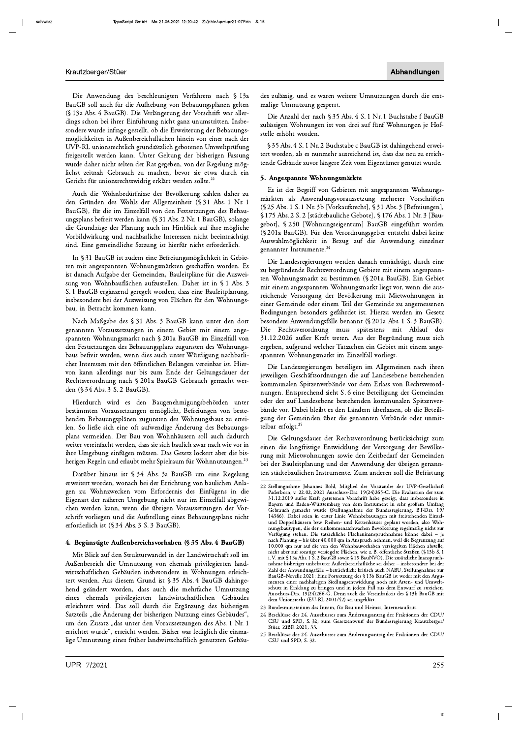Die Anwendung des beschleunigten Verfahrens nach § 13a BauGB soll auch für die Aufhebung von Bebauungsplänen gelten (§ 13a Abs. 4 BauGB). Die Verlängerung der Vorschrift war allerdings schon bei ihrer Einführung nicht ganz unumstritten. Insbesondere wurde infrage gestellt, ob die Erweiterung der Bebauungsmöglichkeiten in Außenbereichsflächen hinein von einer nach der UVP-RL unionsrechtlich grundsätzlich gebotenen Umweltprüfung freigestellt werden kann. Unter Geltung der bisherigen Fassung wurde daher nicht selten der Rat gegeben, von der Regelung möglichst zeitnah Gebrauch zu machen, bevor sie etwa durch ein Gericht für unionsrechtswidrig erklärt werden sollte.[22]

Auch die Wohnbedürfnisse der Bevölkerung zählen daher zu den Gründen des Wohls der Allgemeinheit (§ 31 Abs. 1 Nr. 1 BauGB), für die im Einzelfall von den Festsetzungen des Bebauungsplans befreit werden kann (§ 31 Abs. 2 Nr. 1 BauGB), solange die Grundzüge der Planung auch im Hinblick auf ihre mögliche Vorbildwirkung und nachbarliche Interessen nicht beeinträchtigt sind. Eine gemeindliche Satzung ist hierfür nicht erforderlich.

In § 31 BauGB ist zudem eine Befreiungsmöglichkeit in Gebieten mit angespannten Wohnungsmärkten geschaffen worden. Es ist danach Aufgabe der Gemeinden, Bauleitpläne für die Ausweisung von Wohnbauflächen aufzustellen. Daher ist in § 1 Abs. 3 S. 1 BauGB ergänzend geregelt worden, dass eine Bauleitplanung, insbesondere bei der Ausweisung von Flächen für den Wohnungsbau, in Betracht kommen kann.

Nach Maßgabe des § 31 Abs. 3 BauGB kann unter den dort genannten Voraussetzungen in einem Gebiet mit einem angespannten Wohnungsmarkt nach § 201a BauGB im Einzelfall von den Festsetzungen des Bebauungsplans zugunsten des Wohnungsbaus befreit werden, wenn dies auch unter Würdigung nachbarlicher Interessen mit den öffentlichen Belangen vereinbar ist. Hiervon kann allerdings nur bis zum Ende der Geltungsdauer der Rechtsverordnung nach § 201a BauGB Gebrauch gemacht werden (§ 34 Abs. 3 S. 2 BauGB).

Hierdurch wird es den Baugenehmigungsbehörden unter bestimmten Voraussetzungen ermöglicht, Befreiungen von bestehenden Bebauungsplänen zugunsten des Wohnungsbaus zu erteilen. So ließe sich eine oft aufwendige Änderung des Bebauungsplans vermeiden. Der Bau von Wohnhäusern soll auch dadurch weiter vereinfacht werden, dass sie sich baulich zwar nach wie vor in ihre Umgebung einfügen müssen. Das Gesetz lockert aber die bisherigen Regeln und erlaubt mehr Spielraum für Wohnnutzungen.[23]

Darüber hinaus ist § 34 Abs. 3a BauGB um eine Regelung erweitert worden, wonach bei der Errichtung von baulichen Anlagen zu Wohnzwecken vom Erfordernis des Einfügens in die Eigenart der näheren Umgebung nicht nur im Einzelfall abgewichen werden kann, wenn die übrigen Voraussetzungen der Vorschrift vorliegen und die Aufstellung eines Bebauungsplans nicht erforderlich ist (§ 34 Abs. 3 S. 3 BauGB).

### 4. Begünstigte Außenbereichsvorhaben (§ 35 Abs. 4 BauGB)

Mit Blick auf den Strukturwandel in der Landwirtschaft soll im Außenbereich die Umnutzung von ehemals privilegierten landwirtschaftlichen Gebäuden insbesondere in Wohnungen erleichtert werden. Aus diesem Grund ist § 35 Abs. 4 BauGB dahingehend geändert worden, dass auch die mehrfache Umnutzung eines ehemals privilegierten landwirtschaftlichen Gebäudes erleichtert wird. Das soll durch die Ergänzung des bisherigen Satzteils „die Änderung der bisherigen Nutzung eines Gebäudes", um den Zusatz „das unter den Voraussetzungen des Abs. 1 Nr. 1 errichtet wurde", erreicht werden. Bisher war lediglich die einmalige Umnutzung eines früher landwirtschaftlich genutzten Gebäudes zulässig, und es waren weitere Umnutzungen durch die erstmalige Umnutzung gesperrt.

Die Anzahl der nach § 35 Abs. 4 S. 1 Nr. 1 Buchstabe f BauGB zulässigen Wohnungen ist von drei auf fünf Wohnungen je Hofstelle erhöht worden.

§ 35 Abs. 4 S. 1 Nr. 2 Buchstabe c BauGB ist dahingehend erweitert worden, als es nunmehr ausreichend ist, dass das neu zu errichtende Gebäude zuvor längere Zeit vom Eigentümer genutzt wurde.

### 5. Angespannte Wohnungsmärkte

Es ist der Begriff von Gebieten mit angespannten Wohnungsmärkten als Anwendungsvoraussetzung mehrerer Vorschriften (§ 25 Abs. 1 S. 1 Nr. 3b [Vorkaufsrecht], § 31 Abs. 3 [Befreiungen], § 175 Abs. 2 S. 2 [städtebauliche Gebote], § 176 Abs. 1 Nr. 3 [Baugebot], § 250 [Wohnungseigentum] BauGB eingeführt worden (§ 201a BauGB). Für den Verordnungsgeber entsteht dabei keine Auswahlmöglichkeit in Bezug auf die Anwendung einzelner genannter Instrumente.[24]

Die Landesregierungen werden danach ermächtigt, durch eine zu begründende Rechtsverordnung Gebiete mit einem angespannten Wohnungsmarkt zu bestimmen (§ 201a BauGB). Ein Gebiet mit einem angespannten Wohnungsmarkt liegt vor, wenn die ausreichende Versorgung der Bevölkerung mit Mietwohnungen in einer Gemeinde oder einem Teil der Gemeinde zu angemessenen Bedingungen besonders gefährdet ist. Hierzu werden im Gesetz besondere Anwendungsfälle benannt (§ 201a Abs. 1 S. 3 BauGB). Die Rechtsverordnung muss spätestens mit Ablauf des 31.12.2026 außer Kraft treten. Aus der Begründung muss sich ergeben, aufgrund welcher Tatsachen ein Gebiet mit einem angespannten Wohnungsmarkt im Einzelfall vorliegt.

Die Landesregierungen beteiligen im Allgemeinen nach ihren jeweiligen Geschäftsordnungen die auf Landesebene bestehenden kommunalen Spitzenverbände vor dem Erlass von Rechtsverordnungen. Entsprechend sieht S. 6 eine Beteiligung der Gemeinden oder der auf Landesebene bestehenden kommunalen Spitzenverbände vor. Dabei bleibt es den Ländern überlassen, ob die Beteiligung der Gemeinden über die genannten Verbände oder unmittelbar erfolgt.[25]

Die Geltungsdauer der Rechtsverordnung berücksichtigt zum einen die langfristige Entwicklung der Versorgung der Bevölkerung mit Mietwohnungen sowie den Zeitbedarf der Gemeinden bei der Bauleitplanung und der Anwendung der übrigen genannten städtebaulichen Instrumente. Zum anderen soll die Befristung

---

22 Stellungnahme Johannes Bohl, Mitglied des Vorstandes der UVP-Gesellschaft Paderborn, v. 22.02.,2021 Ausschuss-Drs. 19(24)265-C. Die Evaluation der zum 31.12.2019 außer Kraft getretenen Vorschrift habe gezeigt, dass insbesondere in Bayern und Baden-Württemberg von dem Instrument in sehr großem Umfang Gebrauch gemacht wurde (Stellungnahme der Bundesregierung, BT-Drs. 19/14366). Dabei seien in erster Linie Wohnbebauungen mit freistehenden Einzel- und Doppelhäusern bzw. Reihen- und Kettenhäuser geplant worden, also Wohnungsbautypen, die der einkommensschwachen Bevölkerung regelmäßig nicht zur Verfügung stehen. Die tatsächliche Flächeninanspruchnahme könne dabei – je nach Planung – bis über 40.000 qm in Anspruch nehmen, weil die Begrenzung auf 10.000 qm nur auf die von den Wohnbauvorhaben versiegelten Flächen abstelle, nicht aber auf sonstige versiegelte Flächen, wie z. B. öffentliche Straßen (§ 13b S. 1 i. V. mit § 13a Abs. 1 S. 2 BauGB sowie § 19 BauNVO). Die zusätzliche Inanspruchnahme bisheriger unbebauter Außenbereichsfläche sei daher – insbesondere bei der Zahl der Anwendungsfälle – beträchtlich; kritisch auch NABU, Stellungnahme zur BauGB-Novelle 2021: Eine Fortsetzung des § 13b BauGB ist weder mit den Argumenten einer nachhaltigen Siedlungsentwicklung noch mit Arten- und Umweltschutz in Einklang zu bringen und in jedem Fall aus dem Entwurf zu streichen, Ausschuss-Drs. 19(24)266-G. Denn auch die Vereinbarkeit des § 13b BauGB mit dem Unionsrecht (EU-RL 2001/42) sei ungeklärt.

23 Bundesministerium des Innern, für Bau und Heimat, Internetauftritt.

24 Beschlüsse des 24. Ausschusses zum Änderungsantrag der Fraktionen der CDU/CSU und SPD, S. 32; zum Gesetzentwurf der Bundesregierung Krautzberger/Stüer, ZfBR 2021, 33.

25 Beschlüsse des 24. Ausschusses zum Änderungsantrag der Fraktionen der CDU/CSU und SPD, S. 32.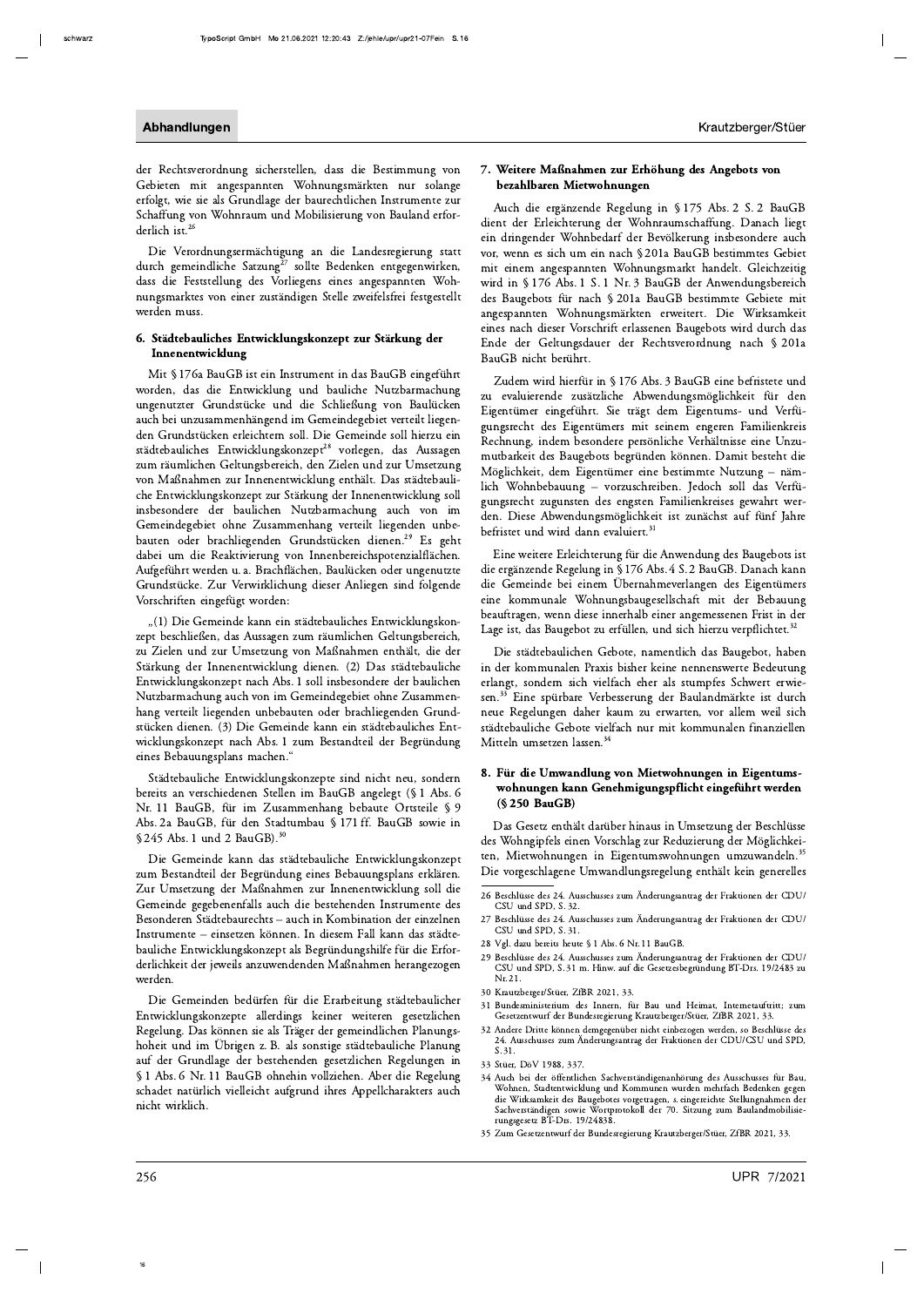der Rechtsverordnung sicherstellen, dass die Bestimmung von Gebieten mit angespannten Wohnungsmärkten nur solange erfolgt, wie sie als Grundlage der baurechtlichen Instrumente zur Schaffung von Wohnraum und Mobilisierung von Bauland erforderlich ist.[26]

Die Verordnungsermächtigung an die Landesregierung statt durch gemeindliche Satzung[27] sollte Bedenken entgegenwirken, dass die Feststellung des Vorliegens eines angespannten Wohnungsmarktes von einer zuständigen Stelle zweifelsfrei festgestellt werden muss.

### 6. Städtebauliches Entwicklungskonzept zur Stärkung der Innenentwicklung

Mit § 176a BauGB ist ein Instrument in das BauGB eingeführt worden, das die Entwicklung und bauliche Nutzbarmachung ungenutzter Grundstücke und die Schließung von Baulücken auch bei unzusammenhängend im Gemeindegebiet verteilt liegenden Grundstücken erleichtern soll. Die Gemeinde soll hierzu ein städtebauliches Entwicklungskonzept[28] vorlegen, das Aussagen zum räumlichen Geltungsbereich, den Zielen und zur Umsetzung von Maßnahmen zur Innenentwicklung enthält. Das städtebauliche Entwicklungskonzept zur Stärkung der Innenentwicklung soll insbesondere der baulichen Nutzbarmachung auch von im Gemeindegebiet ohne Zusammenhang verteilt liegenden unbebauten oder brachliegenden Grundstücken dienen.[29] Es geht dabei um die Reaktivierung von Innenbereichspotenzialflächen. Aufgeführt werden u. a. Brachflächen, Baulücken oder ungenutzte Grundstücke. Zur Verwirklichung dieser Anliegen sind folgende Vorschriften eingefügt worden:

„(1) Die Gemeinde kann ein städtebauliches Entwicklungskonzept beschließen, das Aussagen zum räumlichen Geltungsbereich, zu Zielen und zur Umsetzung von Maßnahmen enthält, die der Stärkung der Innenentwicklung dienen. (2) Das städtebauliche Entwicklungskonzept nach Abs. 1 soll insbesondere der baulichen Nutzbarmachung auch von im Gemeindegebiet ohne Zusammenhang verteilt liegenden unbebauten oder brachliegenden Grundstücken dienen. (3) Die Gemeinde kann ein städtebauliches Entwicklungskonzept nach Abs. 1 zum Bestandteil der Begründung eines Bebauungsplans machen."

Städtebauliche Entwicklungskonzepte sind nicht neu, sondern bereits an verschiedenen Stellen im BauGB angelegt (§ 1 Abs. 6 Nr. 11 BauGB, für im Zusammenhang bebaute Ortsteile § 9 Abs. 2a BauGB, für den Stadtumbau § 171 ff. BauGB sowie in § 245 Abs. 1 und 2 BauGB).[30]

Die Gemeinde kann das städtebauliche Entwicklungskonzept zum Bestandteil der Begründung eines Bebauungsplans erklären. Zur Umsetzung der Maßnahmen zur Innenentwicklung soll die Gemeinde gegebenenfalls auch die bestehenden Instrumente des Besonderen Städtebaurechts – auch in Kombination der einzelnen Instrumente – einsetzen können. In diesem Fall kann das städtebauliche Entwicklungskonzept als Begründungshilfe für die Erforderlichkeit der jeweils anzuwendenden Maßnahmen herangezogen werden.

Die Gemeinden bedürfen für die Erarbeitung städtebaulicher Entwicklungskonzepte allerdings keiner weiteren gesetzlichen Regelung. Das können sie als Träger der gemeindlichen Planungshoheit und im Übrigen z. B. als sonstige städtebauliche Planung auf der Grundlage der bestehenden gesetzlichen Regelungen in § 1 Abs. 6 Nr. 11 BauGB ohnehin vollziehen. Aber die Regelung schadet natürlich vielleicht aufgrund ihres Appellcharakters auch nicht wirklich.

### 7. Weitere Maßnahmen zur Erhöhung des Angebots von bezahlbaren Mietwohnungen

Auch die ergänzende Regelung in § 175 Abs. 2 S. 2 BauGB dient der Erleichterung der Wohnraumschaffung. Danach liegt ein dringender Wohnbedarf der Bevölkerung insbesondere auch vor, wenn es sich um ein nach § 201a BauGB bestimmtes Gebiet mit einem angespannten Wohnungsmarkt handelt. Gleichzeitig wird in § 176 Abs. 1 S. 1 Nr. 3 BauGB der Anwendungsbereich des Baugebots für nach § 201a BauGB bestimmte Gebiete mit angespannten Wohnungsmärkten erweitert. Die Wirksamkeit eines nach dieser Vorschrift erlassenen Baugebots wird durch das Ende der Geltungsdauer der Rechtsverordnung nach § 201a BauGB nicht berührt.

Zudem wird hierfür in § 176 Abs. 3 BauGB eine befristete und zu evaluierende zusätzliche Abwendungsmöglichkeit für den Eigentümer eingeführt. Sie trägt dem Eigentums- und Verfügungsrecht des Eigentümers mit seinem engeren Familienkreis Rechnung, indem besondere persönliche Verhältnisse eine Unzumutbarkeit des Baugebots begründen können. Damit besteht die Möglichkeit, dem Eigentümer eine bestimmte Nutzung – nämlich Wohnbebauung – vorzuschreiben. Jedoch soll das Verfügungsrecht zugunsten des engsten Familienkreises gewahrt werden. Diese Abwendungsmöglichkeit ist zunächst auf fünf Jahre befristet und wird dann evaluiert.[31]

Eine weitere Erleichterung für die Anwendung des Baugebots ist die ergänzende Regelung in § 176 Abs. 4 S. 2 BauGB. Danach kann die Gemeinde bei einem Übernahmeverlangen des Eigentümers eine kommunale Wohnungsbaugesellschaft mit der Bebauung beauftragen, wenn diese innerhalb einer angemessenen Frist in der Lage ist, das Baugebot zu erfüllen, und sich hierzu verpflichtet.[32]

Die städtebaulichen Gebote, namentlich das Baugebot, haben in der kommunalen Praxis bisher keine nennenswerte Bedeutung erlangt, sondern sich vielfach eher als stumpfes Schwert erwiesen.[33] Eine spürbare Verbesserung der Baulandmärkte ist durch neue Regelungen daher kaum zu erwarten, vor allem weil sich städtebauliche Gebote vielfach nur mit kommunalen finanziellen Mitteln umsetzen lassen.[34]

### 8. Für die Umwandlung von Mietwohnungen in Eigentumswohnungen kann Genehmigungspflicht eingeführt werden (§ 250 BauGB)

Das Gesetz enthält darüber hinaus in Umsetzung der Beschlüsse des Wohngipfels einen Vorschlag zur Reduzierung der Möglichkeiten, Mietwohnungen in Eigentumswohnungen umzuwandeln.[35] Die vorgeschlagene Umwandlungsregelung enthält kein generelles

---

26 Beschlüsse des 24. Ausschusses zum Änderungsantrag der Fraktionen der CDU/CSU und SPD, S. 32.

27 Beschlüsse des 24. Ausschusses zum Änderungsantrag der Fraktionen der CDU/CSU und SPD, S. 31.

28 Vgl. dazu bereits heute § 1 Abs. 6 Nr. 11 BauGB.

29 Beschlüsse des 24. Ausschusses zum Änderungsantrag der Fraktionen der CDU/CSU und SPD, S. 31 m. Hinw. auf die Gesetzesbegründung BT-Drs. 19/2483 zu Nr. 21.

30 Krautzberger/Stüer, ZfBR 2021, 33.

31 Bundesministerium des Innern, für Bau und Heimat, Internetauftritt; zum Gesetzentwurf der Bundesregierung Krautzberger/Stüer, ZfBR 2021, 33.

32 Andere Dritte können demgegenüber nicht einbezogen werden, so Beschlüsse des 24. Ausschusses zum Änderungsantrag der Fraktionen der CDU/CSU und SPD, S. 31.

33 Stüer, DöV 1988, 337.

34 Auch bei der öffentlichen Sachverständigenanhörung des Ausschusses für Bau, Wohnen, Stadtentwicklung und Kommunen wurden mehrfach Bedenken gegen die Wirksamkeit des Baugebotes vorgetragen, s. eingereichte Stellungnahmen der Sachverständigen sowie Wortprotokoll der 70. Sitzung zum Baulandmobilisierungsgesetz BT-Drs. 19/24838.

35 Zum Gesetzentwurf der Bundesregierung Krautzberger/Stüer, ZfBR 2021, 33.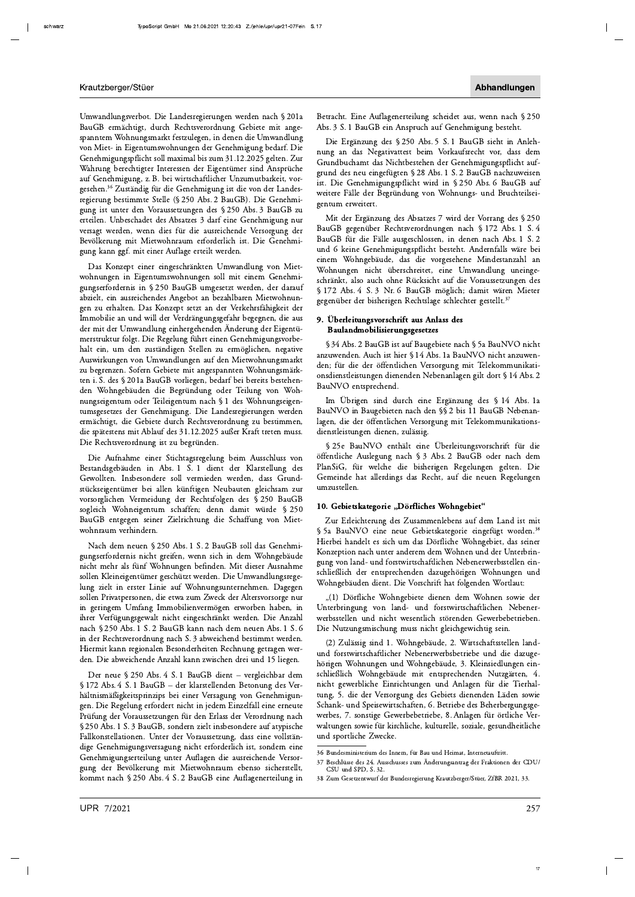Umwandlungsverbot. Die Landesregierungen werden nach § 201a BauGB ermächtigt, durch Rechtsverordnung Gebiete mit angespanntem Wohnungsmarkt festzulegen, in denen die Umwandlung von Miet- in Eigentumswohnungen der Genehmigung bedarf. Die Genehmigungspflicht soll maximal bis zum 31.12.2025 gelten. Zur Währung berechtigter Interessen der Eigentümer sind Ansprüche auf Genehmigung, z. B. bei wirtschaftlicher Unzumutbarkeit, vorgesehen.[36] Zuständig für die Genehmigung ist die von der Landesregierung bestimmte Stelle (§ 250 Abs. 2 BauGB). Die Genehmigung ist unter den Voraussetzungen des § 250 Abs. 3 BauGB zu erteilen. Unbeschadet des Absatzes 3 darf eine Genehmigung nur versagt werden, wenn dies für die ausreichende Versorgung der Bevölkerung mit Mietwohnraum erforderlich ist. Die Genehmigung kann ggf. mit einer Auflage erteilt werden.

Das Konzept einer eingeschränkten Umwandlung von Mietwohnungen in Eigentumswohnungen soll mit einem Genehmigungserfordernis in § 250 BauGB umgesetzt werden, der darauf abzielt, ein ausreichendes Angebot an bezahlbaren Mietwohnungen zu erhalten. Das Konzept setzt an der Verkehrsfähigkeit der Immobilie an und will der Verdrängungsgefahr begegnen, die aus der mit der Umwandlung einhergehenden Änderung der Eigentümerstruktur folgt. Die Regelung führt einen Genehmigungsvorbehalt ein, um den zuständigen Stellen zu ermöglichen, negative Auswirkungen von Umwandlungen auf den Mietwohnungsmarkt zu begrenzen. Sofern Gebiete mit angespannten Wohnungsmärkten i. S. des § 201a BauGB vorliegen, bedarf bei bereits bestehenden Wohngebäuden die Begründung oder Teilung von Wohnungseigentum oder Teileigentum nach § 1 des Wohnungseigentumsgesetzes der Genehmigung. Die Landesregierungen werden ermächtigt, die Gebiete durch Rechtsverordnung zu bestimmen, die spätestens mit Ablauf des 31.12.2025 außer Kraft treten muss. Die Rechtsverordnung ist zu begründen.

Die Aufnahme einer Stichtagsregelung beim Ausschluss von Bestandsgebäuden in Abs. 1 S. 1 dient der Klarstellung des Gewollten. Insbesondere soll vermieden werden, dass Grundstückseigentümer bei allen künftigen Neubauten gleichsam zur vorsorglichen Vermeidung der Rechtsfolgen des § 250 BauGB sogleich Wohneigentum schaffen; denn damit würde § 250 BauGB entgegen seiner Zielrichtung die Schaffung von Mietwohnraum verhindern.

Nach dem neuen § 250 Abs. 1 S. 2 BauGB soll das Genehmigungserfordernis nicht greifen, wenn sich in dem Wohngebäude nicht mehr als fünf Wohnungen befinden. Mit dieser Ausnahme sollen Kleineigentümer geschützt werden. Die Umwandlungsregelung zielt in erster Linie auf Wohnungsunternehmen. Dagegen sollen Privatpersonen, die etwa zum Zweck der Altersvorsorge nur in geringem Umfang Immobilienvermögen erworben haben, in ihrer Verfügungsgewalt nicht eingeschränkt werden. Die Anzahl nach § 250 Abs. 1 S. 2 BauGB kann nach dem neuen Abs. 1 S. 6 in der Rechtsverordnung nach S. 3 abweichend bestimmt werden. Hiermit kann regionalen Besonderheiten Rechnung getragen werden. Die abweichende Anzahl kann zwischen drei und 15 liegen.

Der neue § 250 Abs. 4 S. 1 BauGB dient – vergleichbar dem § 172 Abs. 4 S. 1 BauGB – der klarstellenden Betonung des Verhältnismäßigkeitsprinzips bei einer Versagung von Genehmigungen. Die Regelung erfordert nicht in jedem Einzelfall eine erneute Prüfung der Voraussetzungen für den Erlass der Verordnung nach § 250 Abs. 1 S. 3 BauGB, sondern zielt insbesondere auf atypische Fallkonstellationen. Unter der Voraussetzung, dass eine vollständige Genehmigungsversagung nicht erforderlich ist, sondern eine Genehmigungserteilung unter Auflagen die ausreichende Versorgung der Bevölkerung mit Mietwohnraum ebenso sicherstellt, kommt nach § 250 Abs. 4 S. 2 BauGB eine Auflagenerteilung in Betracht. Eine Auflagenerteilung scheidet aus, wenn nach § 250 Abs. 3 S. 1 BauGB ein Anspruch auf Genehmigung besteht.

Die Ergänzung des § 250 Abs. 5 S. 1 BauGB sieht in Anlehnung an das Negativattest beim Vorkaufsrecht vor, dass dem Grundbuchamt das Nichtbestehen der Genehmigungspflicht aufgrund des neu eingefügten § 28 Abs. 1 S. 2 BauGB nachzuweisen ist. Die Genehmigungspflicht wird in § 250 Abs. 6 BauGB auf weitere Fälle der Begründung von Wohnungs- und Bruchteilseigentum erweitert.

Mit der Ergänzung des Absatzes 7 wird der Vorrang des § 250 BauGB gegenüber Rechtsverordnungen nach § 172 Abs. 1 S. 4 BauGB für die Fälle ausgeschlossen, in denen nach Abs. 1 S. 2 und 6 keine Genehmigungspflicht besteht. Andernfalls wäre bei einem Wohngebäude, das die vorgesehene Mindestanzahl an Wohnungen nicht überschreitet, eine Umwandlung uneingeschränkt, also auch ohne Rücksicht auf die Voraussetzungen des § 172 Abs. 4 S. 3 Nr. 6 BauGB möglich; damit wären Mieter gegenüber der bisherigen Rechtslage schlechter gestellt.[37]

### 9. Überleitungsvorschrift aus Anlass des Baulandmobilisierungsgesetzes

§ 34 Abs. 2 BauGB ist auf Baugebiete nach § 5a BauNVO nicht anzuwenden. Auch ist hier § 14 Abs. 1a BauNVO nicht anzuwenden; für die der öffentlichen Versorgung mit Telekommunikationsdienstleistungen dienenden Nebenanlagen gilt dort § 14 Abs. 2 BauNVO entsprechend.

Im Übrigen sind durch eine Ergänzung des § 14 Abs. 1a BauNVO in Baugebieten nach den §§ 2 bis 11 BauGB Nebenanlagen, die der öffentlichen Versorgung mit Telekommunikationsdienstleistungen dienen, zulässig.

§ 25e BauNVO enthält eine Überleitungsvorschrift für die öffentliche Auslegung nach § 3 Abs. 2 BauGB oder nach dem PlanSiG, für welche die bisherigen Regelungen gelten. Die Gemeinde hat allerdings das Recht, auf die neuen Regelungen umzustellen.

### 10. Gebietskategorie „Dörfliches Wohngebiet“

Zur Erleichterung des Zusammenlebens auf dem Land ist mit § 5a BauNVO eine neue Gebietskategorie eingefügt worden.[38] Hierbei handelt es sich um das Dörfliche Wohngebiet, das seiner Konzeption nach unter anderem dem Wohnen und der Unterbringung von land- und forstwirtschaftlichen Nebenerwerbsstellen einschließlich der entsprechenden dazugehörigen Wohnungen und Wohngebäuden dient. Die Vorschrift hat folgenden Wortlaut:

„(1) Dörfliche Wohngebiete dienen dem Wohnen sowie der Unterbringung von land- und forstwirtschaftlichen Nebenerwerbsstellen und nicht wesentlich störenden Gewerbebetrieben. Die Nutzungsmischung muss nicht gleichgewichtig sein.

(2) Zulässig sind 1. Wohngebäude, 2. Wirtschaftsstellen land- und forstwirtschaftlicher Nebenerwerbsbetriebe und die dazugehörigen Wohnungen und Wohngebäude, 3. Kleinsiedlungen einschließlich Wohngebäude mit entsprechenden Nutzgärten, 4. nicht gewerbliche Einrichtungen und Anlagen für die Tierhaltung, 5. die der Versorgung des Gebiets dienenden Läden sowie Schank- und Speisewirtschaften, 6. Betriebe des Beherbergungsgewerbes, 7. sonstige Gewerbebetriebe, 8. Anlagen für örtliche Verwaltungen sowie für kirchliche, kulturelle, soziale, gesundheitliche und sportliche Zwecke.

---

36 Bundesministerium des Innern, für Bau und Heimat, Internetauftritt.

37 Beschlüsse des 24. Ausschusses zum Änderungsantrag der Fraktionen der CDU/CSU und SPD, S. 32.

38 Zum Gesetzentwurf der Bundesregierung Krautzberger/Stüer, ZfBR 2021, 33.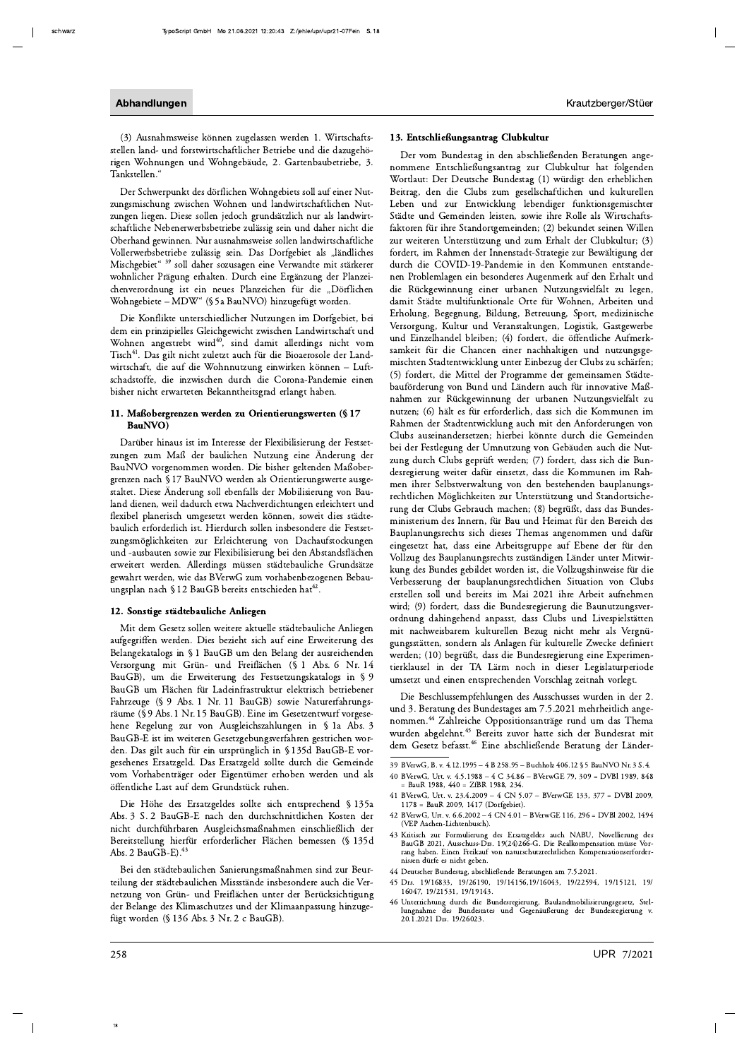(3) Ausnahmsweise können zugelassen werden 1. Wirtschaftsstellen land- und forstwirtschaftlicher Betriebe und die dazugehörigen Wohnungen und Wohngebäude, 2. Gartenbaubetriebe, 3. Tankstellen."

Der Schwerpunkt des dörflichen Wohngebiets soll auf einer Nutzungsmischung zwischen Wohnen und landwirtschaftlichen Nutzungen liegen. Diese sollen jedoch grundsätzlich nur als landwirtschaftliche Nebenerwerbsbetriebe zulässig sein und daher nicht die Oberhand gewinnen. Nur ausnahmsweise sollen landwirtschaftliche Vollerwerbsbetriebe zulässig sein. Das Dorfgebiet als „ländliches Mischgebiet"[39] soll daher sozusagen eine Verwandte mit stärkerer wohnlicher Prägung erhalten. Durch eine Ergänzung der Planzeichenverordnung ist ein neues Planzeichen für die „Dörflichen Wohngebiete – MDW" (§ 5a BauNVO) hinzugefügt worden.

Die Konflikte unterschiedlicher Nutzungen im Dorfgebiet, bei dem ein prinzipielles Gleichgewicht zwischen Landwirtschaft und Wohnen angestrebt wird[40], sind damit allerdings nicht vom Tisch[41]. Das gilt nicht zuletzt auch für die Bioaerosole der Landwirtschaft, die auf die Wohnnutzung einwirken können – Luftschadstoffe, die inzwischen durch die Corona-Pandemie einen bisher nicht erwarteten Bekanntheitsgrad erlangt haben.

### 11. Maßobergrenzen werden zu Orientierungswerten (§ 17 BauNVO)

Darüber hinaus ist im Interesse der Flexibilisierung der Festsetzungen zum Maß der baulichen Nutzung eine Änderung der BauNVO vorgenommen worden. Die bisher geltenden Maßobergrenzen nach § 17 BauNVO werden als Orientierungswerte ausgestaltet. Diese Änderung soll ebenfalls der Mobilisierung von Bauland dienen, weil dadurch etwa Nachverdichtungen erleichtert und flexibel planerisch umgesetzt werden können, soweit dies städtebaulich erforderlich ist. Hierdurch sollen insbesondere die Festsetzungsmöglichkeiten zur Erleichterung von Dachaufstockungen und -ausbauten sowie zur Flexibilisierung bei den Abstandsflächen erweitert werden. Allerdings müssen städtebauliche Grundsätze gewahrt werden, wie das BVerwG zum vorhabenbezogenen Bebauungsplan nach § 12 BauGB bereits entschieden hat[42].

### 12. Sonstige städtebauliche Anliegen

Mit dem Gesetz sollen weitere aktuelle städtebauliche Anliegen aufgegriffen werden. Dies bezieht sich auf eine Erweiterung des Belangekatalogs in § 1 BauGB um den Belang der ausreichenden Versorgung mit Grün- und Freiflächen (§ 1 Abs. 6 Nr. 14 BauGB), um die Erweiterung des Festsetzungskatalogs in § 9 BauGB um Flächen für Ladeinfrastruktur elektrisch betriebener Fahrzeuge (§ 9 Abs. 1 Nr. 11 BauGB) sowie Naturerfahrungsräume (§ 9 Abs. 1 Nr. 15 BauGB). Eine im Gesetzentwurf vorgesehene Regelung zur von Ausgleichszahlungen in § 1a Abs. 3 BauGB-E ist im weiteren Gesetzgebungsverfahren gestrichen worden. Das gilt auch für ein ursprünglich in § 135d BauGB-E vorgesehenes Ersatzgeld. Das Ersatzgeld sollte durch die Gemeinde vom Vorhabenträger oder Eigentümer erhoben werden und als öffentliche Last auf dem Grundstück ruhen.

Die Höhe des Ersatzgeldes sollte sich entsprechend § 135a Abs. 3 S. 2 BauGB-E nach den durchschnittlichen Kosten der nicht durchführbaren Ausgleichsmaßnahmen einschließlich der Bereitstellung hierfür erforderlicher Flächen bemessen (§ 135d Abs. 2 BauGB-E).[43]

Bei den städtebaulichen Sanierungsmaßnahmen sind zur Beurteilung der städtebaulichen Missstände insbesondere auch die Vernetzung von Grün- und Freiflächen unter der Berücksichtigung der Belange des Klimaschutzes und der Klimaanpassung hinzugefügt worden (§ 136 Abs. 3 Nr. 2 c BauGB).

### 13. Entschließungsantrag Clubkultur

Der vom Bundestag in den abschließenden Beratungen angenommene Entschließungsantrag zur Clubkultur hat folgenden Wortlaut: Der Deutsche Bundestag (1) würdigt den erheblichen Beitrag, den die Clubs zum gesellschaftlichen und kulturellen Leben und zur Entwicklung lebendiger funktionsgemischter Städte und Gemeinden leisten, sowie ihre Rolle als Wirtschaftsfaktoren für ihre Standortgemeinden; (2) bekundet seinen Willen zur weiteren Unterstützung und zum Erhalt der Clubkultur; (3) fordert, im Rahmen der Innenstadt-Strategie zur Bewältigung der durch die COVID-19-Pandemie in den Kommunen entstandenen Problemlagen ein besonderes Augenmerk auf den Erhalt und die Rückgewinnung einer urbanen Nutzungsvielfalt zu legen, damit Städte multifunktionale Orte für Wohnen, Arbeiten und Erholung, Begegnung, Bildung, Betreuung, Sport, medizinische Versorgung, Kultur und Veranstaltungen, Logistik, Gastgewerbe und Einzelhandel bleiben; (4) fordert, die öffentliche Aufmerksamkeit für die Chancen einer nachhaltigen und nutzungsgemischten Stadtentwicklung unter Einbezug der Clubs zu schärfen; (5) fordert, die Mittel der Programme der gemeinsamen Städtebauförderung von Bund und Ländern auch für innovative Maßnahmen zur Rückgewinnung der urbanen Nutzungsvielfalt zu nutzen; (6) hält es für erforderlich, dass sich die Kommunen im Rahmen der Stadtentwicklung auch mit den Anforderungen von Clubs auseinandersetzen; hierbei könnte durch die Gemeinden bei der Festlegung der Umnutzung von Gebäuden auch die Nutzung durch Clubs geprüft werden; (7) fordert, dass sich die Bundesregierung weiter dafür einsetzt, dass die Kommunen im Rahmen ihrer Selbstverwaltung von den bestehenden bauplanungsrechtlichen Möglichkeiten zur Unterstützung und Standortsicherung der Clubs Gebrauch machen; (8) begrüßt, dass das Bundesministerium des Innern, für Bau und Heimat für den Bereich des Bauplanungsrechts sich dieses Themas angenommen und dafür eingesetzt hat, dass eine Arbeitsgruppe auf Ebene der für den Vollzug des Bauplanungsrechts zuständigen Länder unter Mitwirkung des Bundes gebildet worden ist, die Vollzugshinweise für die Verbesserung der bauplanungsrechtlichen Situation von Clubs erstellen soll und bereits im Mai 2021 ihre Arbeit aufnehmen wird; (9) fordert, dass die Bundesregierung die Baunutzungsverordnung dahingehend anpasst, dass Clubs und Livespielstätten mit nachweisbarem kulturellen Bezug nicht mehr als Vergnügungsstätten, sondern als Anlagen für kulturelle Zwecke definiert werden; (10) begrüßt, dass die Bundesregierung eine Experimentierklausel in der TA Lärm noch in dieser Legislaturperiode umsetzt und einen entsprechenden Vorschlag zeitnah vorlegt.

Die Beschlussempfehlungen des Ausschusses wurden in der 2. und 3. Beratung des Bundestages am 7.5.2021 mehrheitlich angenommen.[44] Zahlreiche Oppositionsanträge rund um das Thema wurden abgelehnt.[45] Bereits zuvor hatte sich der Bundesrat mit dem Gesetz befasst.[46] Eine abschließende Beratung der Länder-

---

39 BVerwG, B. v. 4.12.1995 – 4 B 258.95 – Buchholz 406.12 § 5 BauNVO Nr. 3 S. 4.

40 BVerwG, Urt. v. 4.5.1988 – 4 C 34.86 – BVerwGE 79, 309 = DVBl 1988, 848 = BauR 1988, 440 = ZfBR 1988, 234.

41 BVerwG, Urt. v. 23.4.2009 – 4 CN 5.07 – BVerwGE 133, 377 = DVBl 2009, 1178 = BauR 2009, 1417 (Dorfgebiet).

42 BVerwG, Urt. v. 6.6.2002 – 4 CN 4.01 – BVerwGE 116, 296 = DVBl 2002, 1494 (VEP Aachen-Lichtenbusch).

43 Kritisch zur Formulierung des Ersatzgeldes auch NABU, Novellierung des BauGB 2021, Ausschuss-Drs. 19(24)266-G. Die Realkompensation müsse Vorrang haben. Einen Freikauf von naturschutzrechtlichen Kompensationserfordernissen dürfe es nicht geben.

44 Deutscher Bundestag, abschließende Beratungen am 7.5.2021.

45 Drs. 19/16833, 19/26190, 19/14156,19/16043, 19/22594, 19/15121, 19/16047, 19/21531, 19/19143.

46 Unterrichtung durch die Bundesregierung, Baulandmobilisierungsgesetz, Stellungnahme des Bundesrates und Gegenäußerung der Bundesregierung v. 20.1.2021 Drs. 19/26023.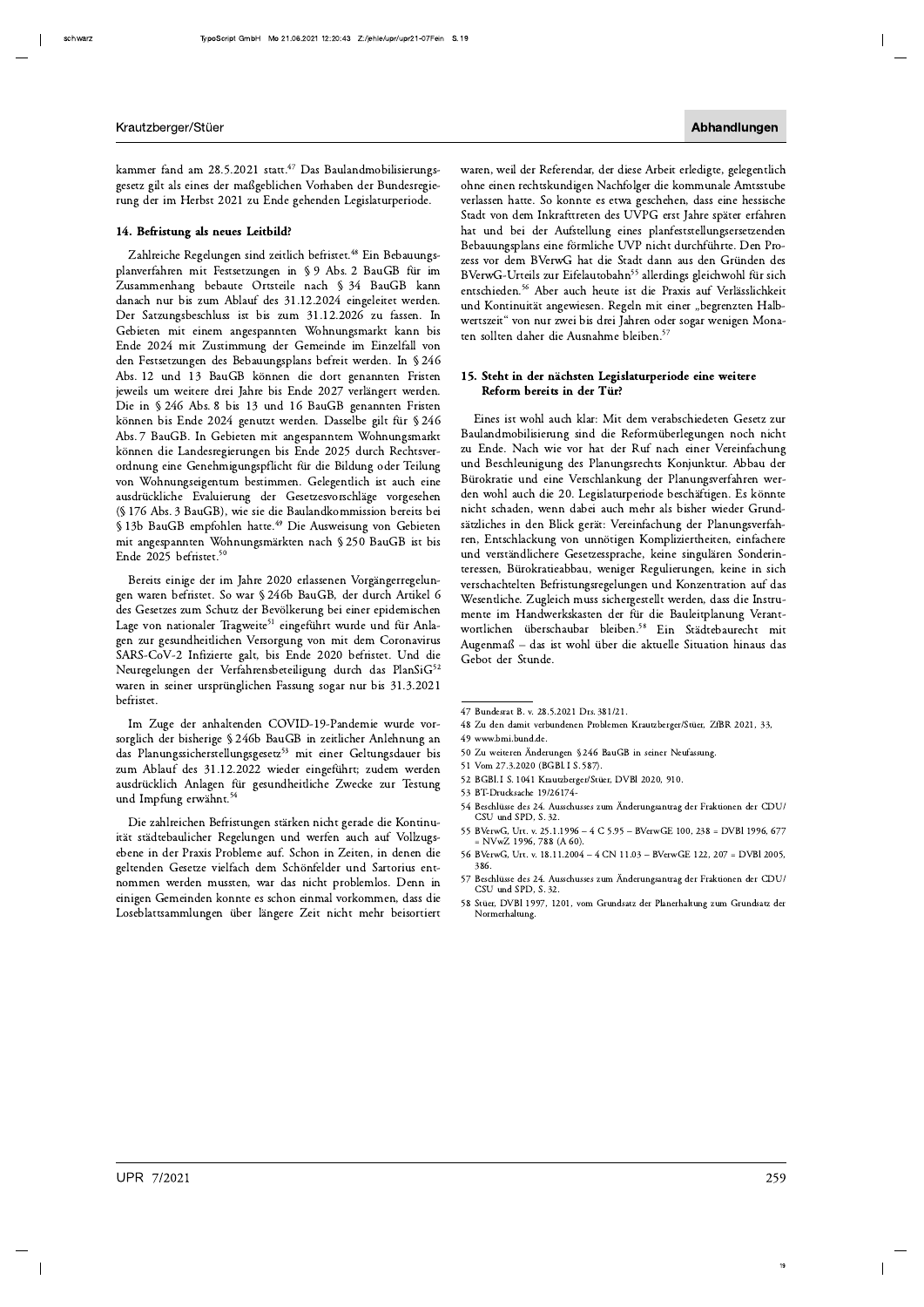kammer fand am 28.5.2021 statt.[47] Das Baulandmobilisierungsgesetz gilt als eines der maßgeblichen Vorhaben der Bundesregierung der im Herbst 2021 zu Ende gehenden Legislaturperiode.

## 14. Befristung als neues Leitbild?

Zahlreiche Regelungen sind zeitlich befristet.[48] Ein Bebauungsplanverfahren mit Festsetzungen in § 9 Abs. 2 BauGB für im Zusammenhang bebaute Ortsteile nach § 34 BauGB kann danach nur bis zum Ablauf des 31.12.2024 eingeleitet werden. Der Satzungsbeschluss ist bis zum 31.12.2026 zu fassen. In Gebieten mit einem angespannten Wohnungsmarkt kann bis Ende 2024 mit Zustimmung der Gemeinde im Einzelfall von den Festsetzungen des Bebauungsplans befreit werden. In § 246 Abs. 12 und 13 BauGB können die dort genannten Fristen jeweils um weitere drei Jahre bis Ende 2027 verlängert werden. Die in § 246 Abs. 8 bis 13 und 16 BauGB genannten Fristen können bis Ende 2024 genutzt werden. Dasselbe gilt für § 246 Abs. 7 BauGB. In Gebieten mit angespanntem Wohnungsmarkt können die Landesregierungen bis Ende 2025 durch Rechtsverordnung eine Genehmigungspflicht für die Bildung oder Teilung von Wohnungseigentum bestimmen. Gelegentlich ist auch eine ausdrückliche Evaluierung der Gesetzesvorschläge vorgesehen (§ 176 Abs. 3 BauGB), wie sie die Baulandkommission bereits bei § 13b BauGB empfohlen hatte.[49] Die Ausweisung von Gebieten mit angespannten Wohnungsmärkten nach § 250 BauGB ist bis Ende 2025 befristet.[50]

Bereits einige der im Jahre 2020 erlassenen Vorgängerregelungen waren befristet. So war § 246b BauGB, der durch Artikel 6 des Gesetzes zum Schutz der Bevölkerung bei einer epidemischen Lage von nationaler Tragweite[51] eingeführt wurde und für Anlagen zur gesundheitlichen Versorgung von mit dem Coronavirus SARS-CoV-2 Infizierte galt, bis Ende 2020 befristet. Und die Neuregelungen der Verfahrensbeteiligung durch das PlanSiG[52] waren in seiner ursprünglichen Fassung sogar nur bis 31.3.2021 befristet.

Im Zuge der anhaltenden COVID-19-Pandemie wurde vorsorglich der bisherige § 246b BauGB in zeitlicher Anlehnung an das Planungssicherstellungsgesetz[53] mit einer Geltungsdauer bis zum Ablauf des 31.12.2022 wieder eingeführt; zudem werden ausdrücklich Anlagen für gesundheitliche Zwecke zur Testung und Impfung erwähnt.[54]

Die zahlreichen Befristungen stärken nicht gerade die Kontinuität städtebaulicher Regelungen und werfen auch auf Vollzugsebene in der Praxis Probleme auf. Schon in Zeiten, in denen die geltenden Gesetze vielfach dem Schönfelder und Sartorius entnommen werden mussten, war das nicht problemlos. Denn in einigen Gemeinden konnte es schon einmal vorkommen, dass die Loseblattsammlungen über längere Zeit nicht mehr beisortiert waren, weil der Referendar, der diese Arbeit erledigte, gelegentlich ohne einen rechtskundigen Nachfolger die kommunale Amtsstube verlassen hatte. So konnte es etwa geschehen, dass eine hessische Stadt von dem Inkrafttreten des UVPG erst Jahre später erfahren hat und bei der Aufstellung eines planfeststellungsersetzenden Bebauungsplans eine förmliche UVP nicht durchführte. Den Prozess vor dem BVerwG hat die Stadt dann aus den Gründen des BVerwG-Urteils zur Eifelautobahn[55] allerdings gleichwohl für sich entschieden.[56] Aber auch heute ist die Praxis auf Verlässlichkeit und Kontinuität angewiesen. Regeln mit einer „begrenzten Halbwertszeit" von nur zwei bis drei Jahren oder sogar wenigen Monaten sollten daher die Ausnahme bleiben.[57]

## 15. Steht in der nächsten Legislaturperiode eine weitere Reform bereits in der Tür?

Eines ist wohl auch klar: Mit dem verabschiedeten Gesetz zur Baulandmobilisierung sind die Reformüberlegungen noch nicht zu Ende. Nach wie vor hat der Ruf nach einer Vereinfachung und Beschleunigung des Planungsrechts Konjunktur. Abbau der Bürokratie und eine Verschlankung der Planungsverfahren werden wohl auch die 20. Legislaturperiode beschäftigen. Es könnte nicht schaden, wenn dabei auch mehr als bisher wieder Grundsätzliches in den Blick gerät: Vereinfachung der Planungsverfahren, Entschlackung von unnötigen Kompliziertheiten, einfachere und verständlichere Gesetzessprache, keine singulären Sonderinteressen, Bürokratieabbau, weniger Regulierungen, keine in sich verschachtelten Befristungsregelungen und Konzentration auf das Wesentliche. Zugleich muss sichergestellt werden, dass die Instrumente im Handwerkskasten der für die Bauleitplanung Verantwortlichen überschaubar bleiben.[58] Ein Städtebaurecht mit Augenmaß – das ist wohl über die aktuelle Situation hinaus das Gebot der Stunde.

---

47 Bundesrat B. v. 28.5.2021 Drs. 381/21.

48 Zu den damit verbundenen Problemen Krautzberger/Stüer, ZfBR 2021, 33.

49 www.bmi.bund.de.

50 Zu weiteren Änderungen § 246 BauGB in seiner Neufassung.

51 Vom 27.3.2020 (BGBl. I S. 587).

52 BGBl. I S. 1041 Krautzberger/Stüer, DVBl 2020, 910.

53 BT-Drucksache 19/26174-

54 Beschlüsse des 24. Ausschusses zum Änderungsantrag der Fraktionen der CDU/CSU und SPD, S. 32.

55 BVerwG, Urt. v. 25.1.1996 – 4 C 5.95 – BVerwGE 100, 238 = DVBl 1996, 677 = NVwZ 1996, 788 (A 60).

56 BVerwG, Urt. v. 18.11.2004 – 4 CN 11.03 – BVerwGE 122, 207 = DVBl 2005, 386.

57 Beschlüsse des 24. Ausschusses zum Änderungsantrag der Fraktionen der CDU/CSU und SPD, S. 32.

58 Stüer, DVBl 1997, 1201, vom Grundsatz der Planerhaltung zum Grundsatz der Normerhaltung.